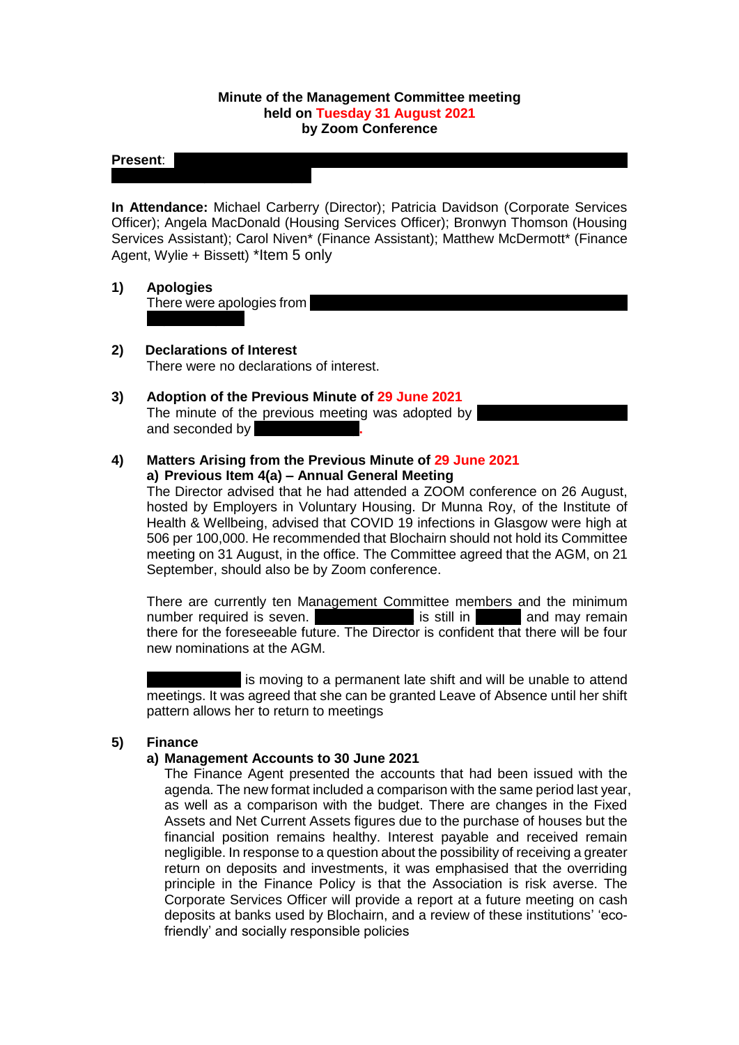**Minute of the Management Committee meeting held on Tuesday 31 August 2021 by Zoom Conference**

**Present**:

**In Attendance:** Michael Carberry (Director); Patricia Davidson (Corporate Services Officer); Angela MacDonald (Housing Services Officer); Bronwyn Thomson (Housing Services Assistant); Carol Niven* (Finance Assistant); Matthew McDermott* (Finance Agent, Wylie + Bissett) *Item 5 only

**1) Apologies**

There were apologies from

**2) Declarations of Interest**

There were no declarations of interest.

**3) Adoption of the Previous Minute of 29 June 2021**

The minute of the previous meeting was adopted by and seconded by .

**4) Matters Arising from the Previous Minute of 29 June 2021**

**a) Previous Item 4(a) – Annual General Meeting**

The Director advised that he had attended a ZOOM conference on 26 August, hosted by Employers in Voluntary Housing. Dr Munna Roy, of the Institute of Health & Wellbeing, advised that COVID 19 infections in Glasgow were high at 506 per 100,000. He recommended that Blochairn should not hold its Committee meeting on 31 August, in the office. The Committee agreed that the AGM, on 21 September, should also be by Zoom conference.

There are currently ten Management Committee members and the minimum number required is seven. is still in and may remain there for the foreseeable future. The Director is confident that there will be four new nominations at the AGM.

is moving to a permanent late shift and will be unable to attend meetings. It was agreed that she can be granted Leave of Absence until her shift pattern allows her to return to meetings

**5) Finance**

**a) Management Accounts to 30 June 2021**

The Finance Agent presented the accounts that had been issued with the agenda. The new format included a comparison with the same period last year, as well as a comparison with the budget. There are changes in the Fixed Assets and Net Current Assets figures due to the purchase of houses but the financial position remains healthy. Interest payable and received remain negligible. In response to a question about the possibility of receiving a greater return on deposits and investments, it was emphasised that the overriding principle in the Finance Policy is that the Association is risk averse. The Corporate Services Officer will provide a report at a future meeting on cash deposits at banks used by Blochairn, and a review of these institutions' 'eco-friendly' and socially responsible policies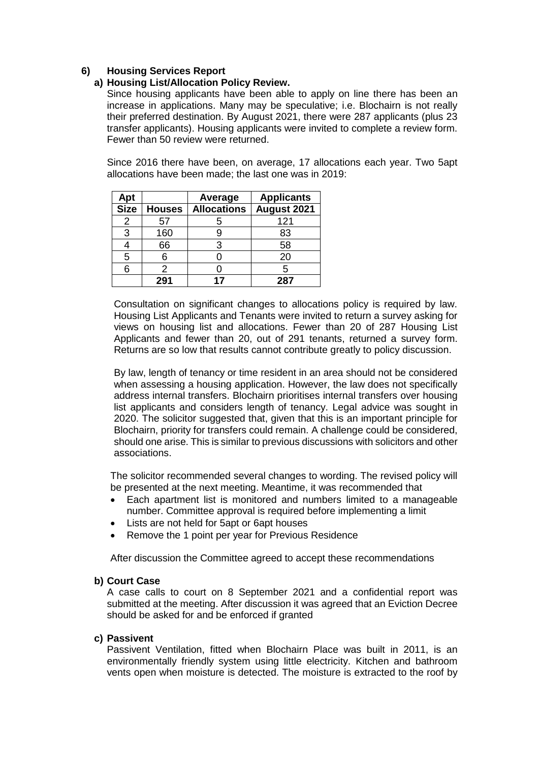## 6) Housing Services Report

### a) Housing List/Allocation Policy Review.

Since housing applicants have been able to apply on line there has been an increase in applications. Many may be speculative; i.e. Blochairn is not really their preferred destination. By August 2021, there were 287 applicants (plus 23 transfer applicants). Housing applicants were invited to complete a review form. Fewer than 50 review were returned.

Since 2016 there have been, on average, 17 allocations each year. Two 5apt allocations have been made; the last one was in 2019:

| Apt Size | Houses | Average Allocations | Applicants August 2021 |
|---|---|---|---|
| 2 | 57 | 5 | 121 |
| 3 | 160 | 9 | 83 |
| 4 | 66 | 3 | 58 |
| 5 | 6 | 0 | 20 |
| 6 | 2 | 0 | 5 |
| | **291** | **17** | **287** |

Consultation on significant changes to allocations policy is required by law. Housing List Applicants and Tenants were invited to return a survey asking for views on housing list and allocations. Fewer than 20 of 287 Housing List Applicants and fewer than 20, out of 291 tenants, returned a survey form. Returns are so low that results cannot contribute greatly to policy discussion.

By law, length of tenancy or time resident in an area should not be considered when assessing a housing application. However, the law does not specifically address internal transfers. Blochairn prioritises internal transfers over housing list applicants and considers length of tenancy. Legal advice was sought in 2020. The solicitor suggested that, given that this is an important principle for Blochairn, priority for transfers could remain. A challenge could be considered, should one arise. This is similar to previous discussions with solicitors and other associations.

The solicitor recommended several changes to wording. The revised policy will be presented at the next meeting. Meantime, it was recommended that

- Each apartment list is monitored and numbers limited to a manageable number. Committee approval is required before implementing a limit
- Lists are not held for 5apt or 6apt houses
- Remove the 1 point per year for Previous Residence

After discussion the Committee agreed to accept these recommendations

### b) Court Case

A case calls to court on 8 September 2021 and a confidential report was submitted at the meeting. After discussion it was agreed that an Eviction Decree should be asked for and be enforced if granted

### c) Passivent

Passivent Ventilation, fitted when Blochairn Place was built in 2011, is an environmentally friendly system using little electricity. Kitchen and bathroom vents open when moisture is detected. The moisture is extracted to the roof by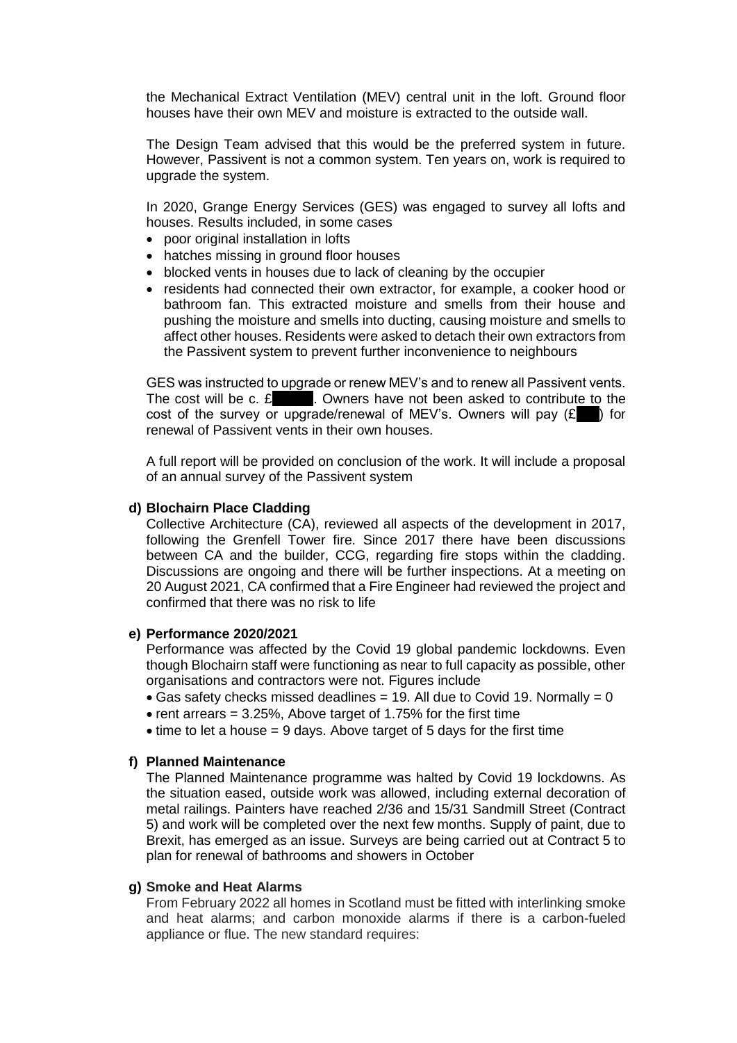the Mechanical Extract Ventilation (MEV) central unit in the loft. Ground floor houses have their own MEV and moisture is extracted to the outside wall.

The Design Team advised that this would be the preferred system in future. However, Passivent is not a common system. Ten years on, work is required to upgrade the system.

In 2020, Grange Energy Services (GES) was engaged to survey all lofts and houses. Results included, in some cases

- poor original installation in lofts
- hatches missing in ground floor houses
- blocked vents in houses due to lack of cleaning by the occupier
- residents had connected their own extractor, for example, a cooker hood or bathroom fan. This extracted moisture and smells from their house and pushing the moisture and smells into ducting, causing moisture and smells to affect other houses. Residents were asked to detach their own extractors from the Passivent system to prevent further inconvenience to neighbours

GES was instructed to upgrade or renew MEV's and to renew all Passivent vents. The cost will be c. £█████. Owners have not been asked to contribute to the cost of the survey or upgrade/renewal of MEV's. Owners will pay (£███) for renewal of Passivent vents in their own houses.

A full report will be provided on conclusion of the work. It will include a proposal of an annual survey of the Passivent system

**d) Blochairn Place Cladding**

Collective Architecture (CA), reviewed all aspects of the development in 2017, following the Grenfell Tower fire. Since 2017 there have been discussions between CA and the builder, CCG, regarding fire stops within the cladding. Discussions are ongoing and there will be further inspections. At a meeting on 20 August 2021, CA confirmed that a Fire Engineer had reviewed the project and confirmed that there was no risk to life

**e) Performance 2020/2021**

Performance was affected by the Covid 19 global pandemic lockdowns. Even though Blochairn staff were functioning as near to full capacity as possible, other organisations and contractors were not. Figures include

- Gas safety checks missed deadlines = 19. All due to Covid 19. Normally = 0
- rent arrears = 3.25%, Above target of 1.75% for the first time
- time to let a house = 9 days. Above target of 5 days for the first time

**f) Planned Maintenance**

The Planned Maintenance programme was halted by Covid 19 lockdowns. As the situation eased, outside work was allowed, including external decoration of metal railings. Painters have reached 2/36 and 15/31 Sandmill Street (Contract 5) and work will be completed over the next few months. Supply of paint, due to Brexit, has emerged as an issue. Surveys are being carried out at Contract 5 to plan for renewal of bathrooms and showers in October

**g) Smoke and Heat Alarms**

From February 2022 all homes in Scotland must be fitted with interlinking smoke and heat alarms; and carbon monoxide alarms if there is a carbon-fueled appliance or flue. The new standard requires: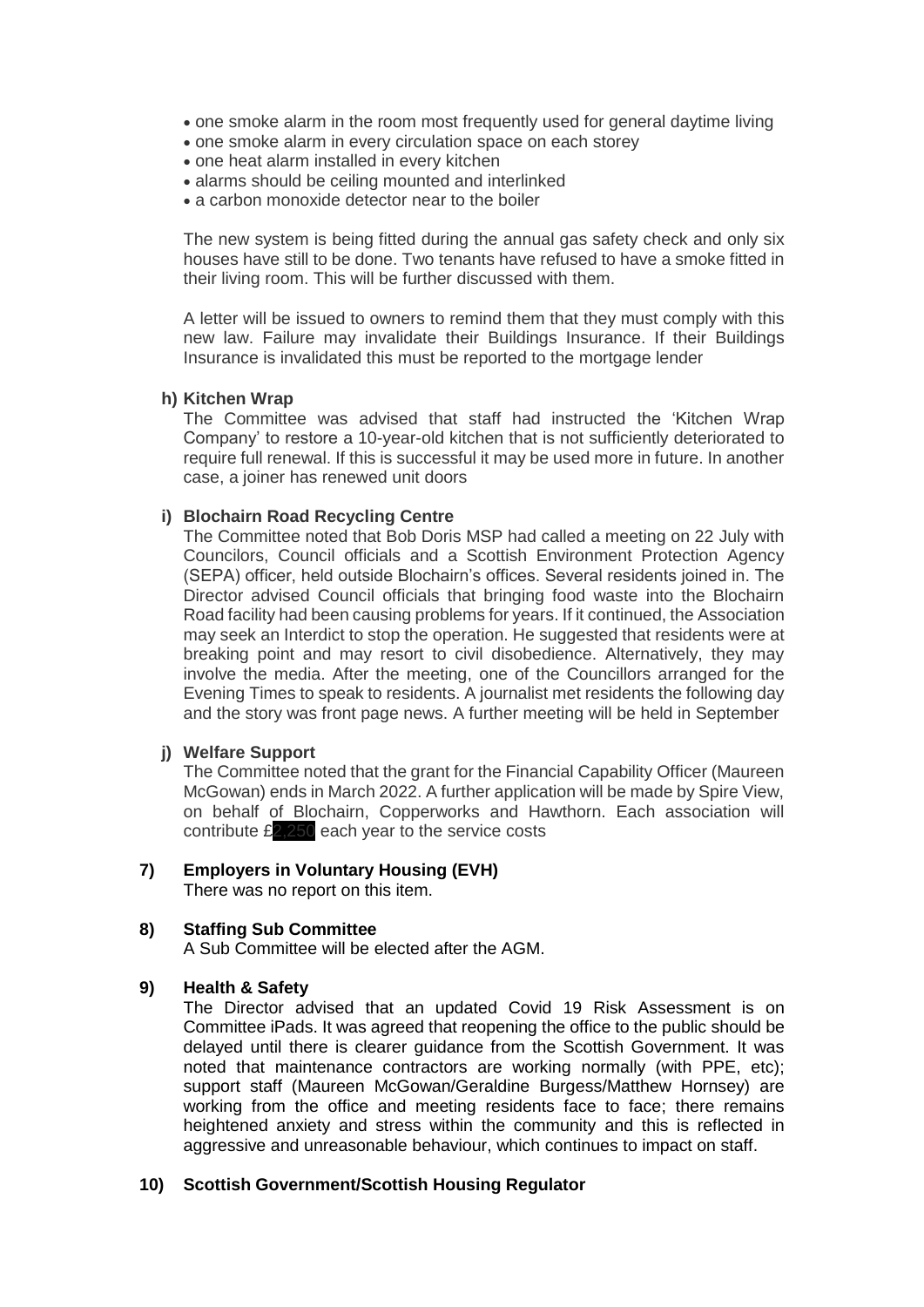- one smoke alarm in the room most frequently used for general daytime living
- one smoke alarm in every circulation space on each storey
- one heat alarm installed in every kitchen
- alarms should be ceiling mounted and interlinked
- a carbon monoxide detector near to the boiler

The new system is being fitted during the annual gas safety check and only six houses have still to be done. Two tenants have refused to have a smoke fitted in their living room. This will be further discussed with them.

A letter will be issued to owners to remind them that they must comply with this new law. Failure may invalidate their Buildings Insurance. If their Buildings Insurance is invalidated this must be reported to the mortgage lender

**h) Kitchen Wrap**

The Committee was advised that staff had instructed the 'Kitchen Wrap Company' to restore a 10-year-old kitchen that is not sufficiently deteriorated to require full renewal. If this is successful it may be used more in future. In another case, a joiner has renewed unit doors

**i) Blochairn Road Recycling Centre**

The Committee noted that Bob Doris MSP had called a meeting on 22 July with Councilors, Council officials and a Scottish Environment Protection Agency (SEPA) officer, held outside Blochairn's offices. Several residents joined in. The Director advised Council officials that bringing food waste into the Blochairn Road facility had been causing problems for years. If it continued, the Association may seek an Interdict to stop the operation. He suggested that residents were at breaking point and may resort to civil disobedience. Alternatively, they may involve the media. After the meeting, one of the Councillors arranged for the Evening Times to speak to residents. A journalist met residents the following day and the story was front page news. A further meeting will be held in September

**j) Welfare Support**

The Committee noted that the grant for the Financial Capability Officer (Maureen McGowan) ends in March 2022. A further application will be made by Spire View, on behalf of Blochairn, Copperworks and Hawthorn. Each association will contribute £2,250 each year to the service costs

**7) Employers in Voluntary Housing (EVH)**

There was no report on this item.

**8) Staffing Sub Committee**

A Sub Committee will be elected after the AGM.

**9) Health & Safety**

The Director advised that an updated Covid 19 Risk Assessment is on Committee iPads. It was agreed that reopening the office to the public should be delayed until there is clearer guidance from the Scottish Government. It was noted that maintenance contractors are working normally (with PPE, etc); support staff (Maureen McGowan/Geraldine Burgess/Matthew Hornsey) are working from the office and meeting residents face to face; there remains heightened anxiety and stress within the community and this is reflected in aggressive and unreasonable behaviour, which continues to impact on staff.

**10) Scottish Government/Scottish Housing Regulator**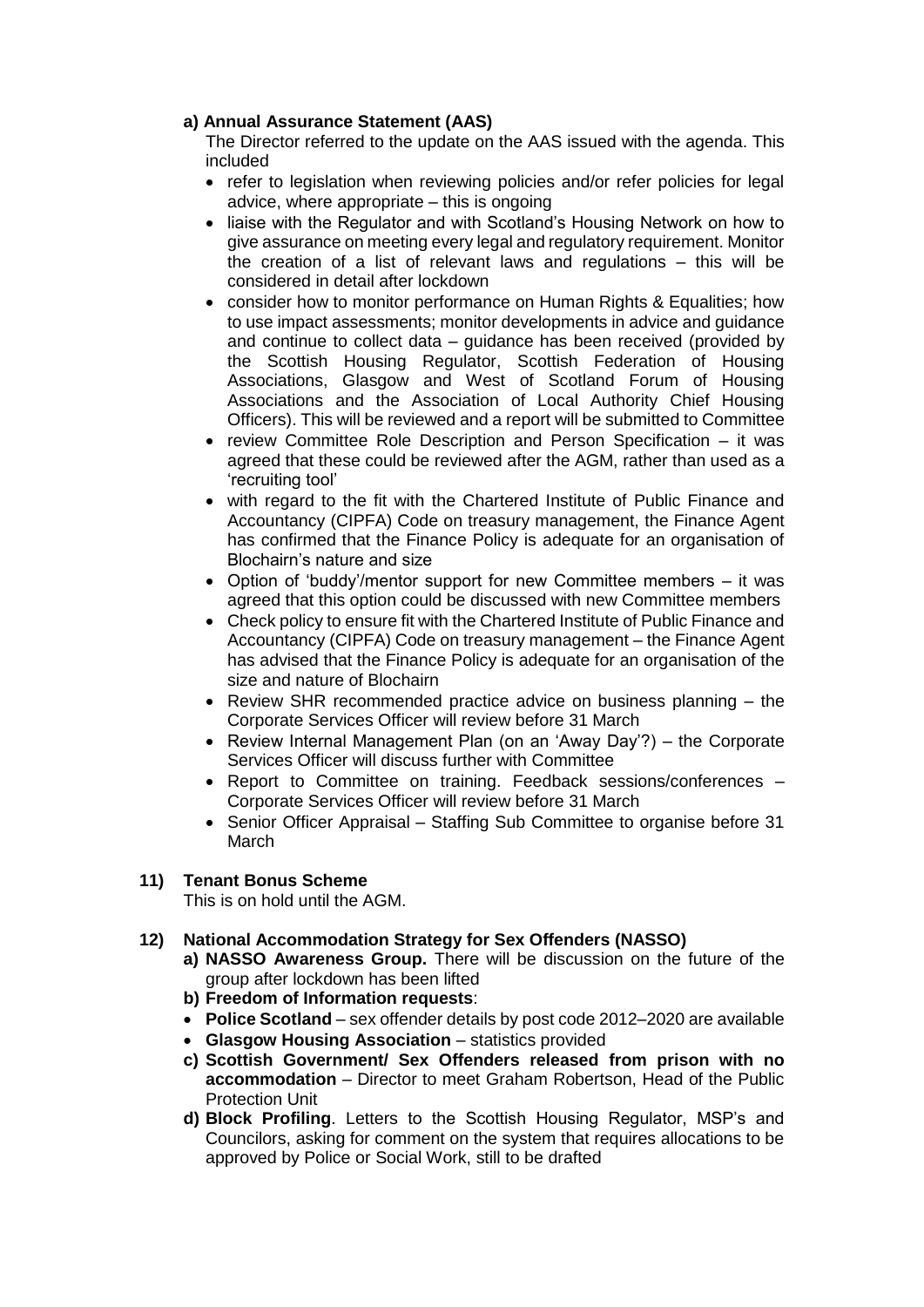**a) Annual Assurance Statement (AAS)**

The Director referred to the update on the AAS issued with the agenda. This included

- refer to legislation when reviewing policies and/or refer policies for legal advice, where appropriate – this is ongoing
- liaise with the Regulator and with Scotland's Housing Network on how to give assurance on meeting every legal and regulatory requirement. Monitor the creation of a list of relevant laws and regulations – this will be considered in detail after lockdown
- consider how to monitor performance on Human Rights & Equalities; how to use impact assessments; monitor developments in advice and guidance and continue to collect data – guidance has been received (provided by the Scottish Housing Regulator, Scottish Federation of Housing Associations, Glasgow and West of Scotland Forum of Housing Associations and the Association of Local Authority Chief Housing Officers). This will be reviewed and a report will be submitted to Committee
- review Committee Role Description and Person Specification – it was agreed that these could be reviewed after the AGM, rather than used as a 'recruiting tool'
- with regard to the fit with the Chartered Institute of Public Finance and Accountancy (CIPFA) Code on treasury management, the Finance Agent has confirmed that the Finance Policy is adequate for an organisation of Blochairn's nature and size
- Option of 'buddy'/mentor support for new Committee members – it was agreed that this option could be discussed with new Committee members
- Check policy to ensure fit with the Chartered Institute of Public Finance and Accountancy (CIPFA) Code on treasury management – the Finance Agent has advised that the Finance Policy is adequate for an organisation of the size and nature of Blochairn
- Review SHR recommended practice advice on business planning – the Corporate Services Officer will review before 31 March
- Review Internal Management Plan (on an 'Away Day'?) – the Corporate Services Officer will discuss further with Committee
- Report to Committee on training. Feedback sessions/conferences – Corporate Services Officer will review before 31 March
- Senior Officer Appraisal – Staffing Sub Committee to organise before 31 March

**11) Tenant Bonus Scheme**

This is on hold until the AGM.

**12) National Accommodation Strategy for Sex Offenders (NASSO)**

**a) NASSO Awareness Group.** There will be discussion on the future of the group after lockdown has been lifted

**b) Freedom of Information requests**:

- **Police Scotland** – sex offender details by post code 2012–2020 are available
- **Glasgow Housing Association** – statistics provided

**c) Scottish Government/ Sex Offenders released from prison with no accommodation** – Director to meet Graham Robertson, Head of the Public Protection Unit

**d) Block Profiling**. Letters to the Scottish Housing Regulator, MSP's and Councilors, asking for comment on the system that requires allocations to be approved by Police or Social Work, still to be drafted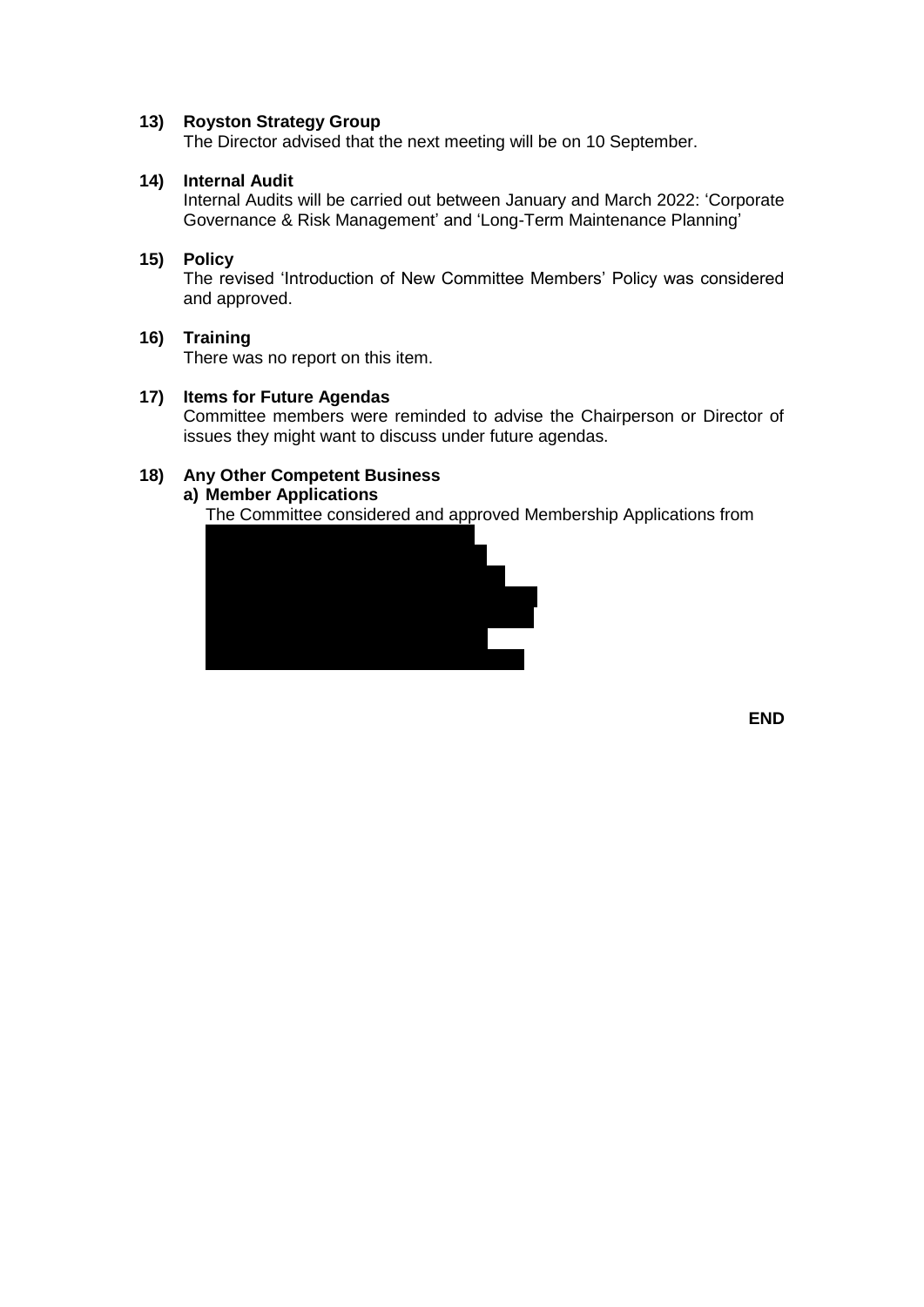**13) Royston Strategy Group**

The Director advised that the next meeting will be on 10 September.

**14) Internal Audit**

Internal Audits will be carried out between January and March 2022: 'Corporate Governance & Risk Management' and 'Long-Term Maintenance Planning'

**15) Policy**

The revised 'Introduction of New Committee Members' Policy was considered and approved.

**16) Training**

There was no report on this item.

**17) Items for Future Agendas**

Committee members were reminded to advise the Chairperson or Director of issues they might want to discuss under future agendas.

**18) Any Other Competent Business**

**a) Member Applications**

The Committee considered and approved Membership Applications from

**END**